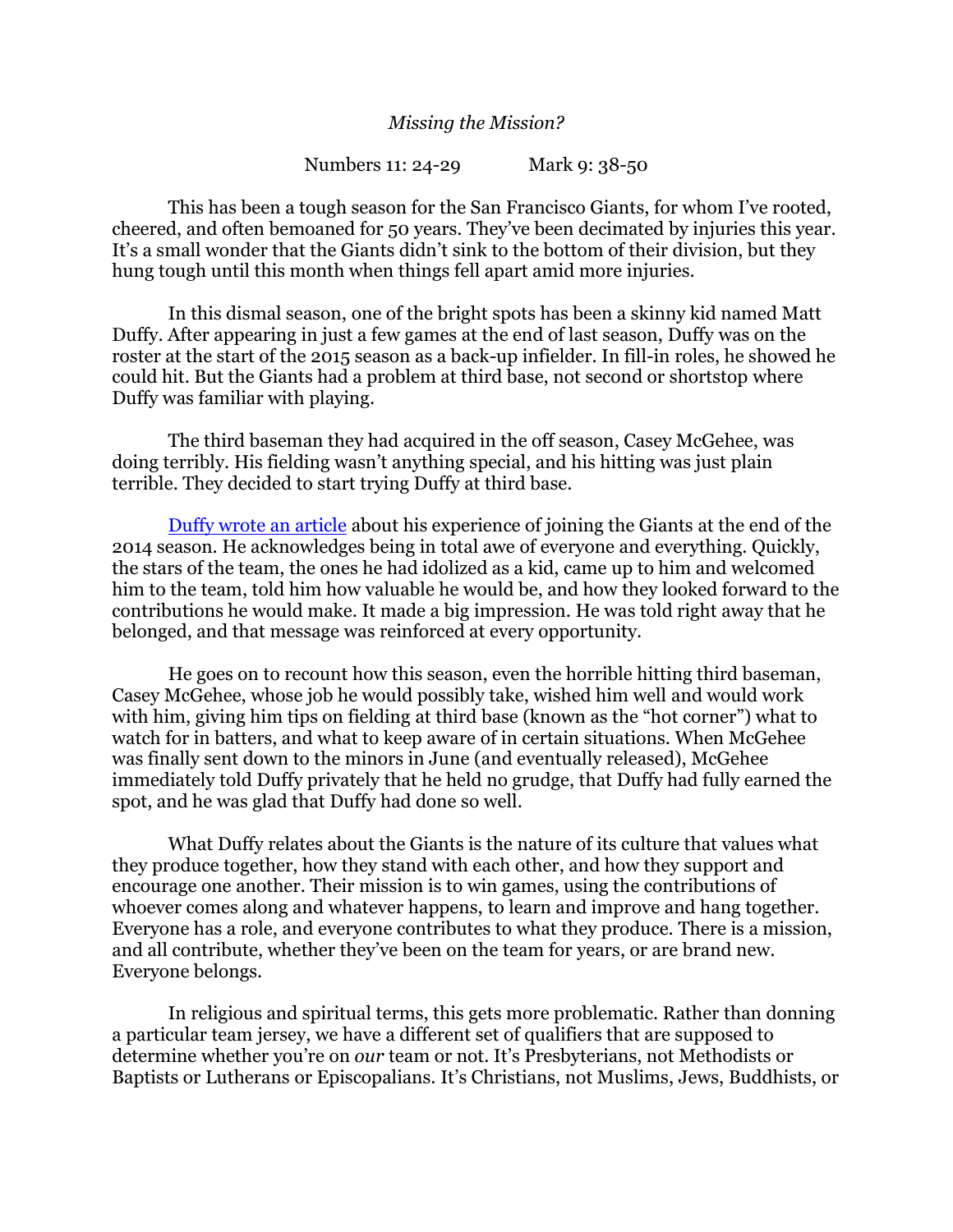*Missing the Mission?*

Numbers 11: 24-29          Mark 9: 38-50

This has been a tough season for the San Francisco Giants, for whom I've rooted, cheered, and often bemoaned for 50 years. They've been decimated by injuries this year. It's a small wonder that the Giants didn't sink to the bottom of their division, but they hung tough until this month when things fell apart amid more injuries.

In this dismal season, one of the bright spots has been a skinny kid named Matt Duffy. After appearing in just a few games at the end of last season, Duffy was on the roster at the start of the 2015 season as a back-up infielder. In fill-in roles, he showed he could hit. But the Giants had a problem at third base, not second or shortstop where Duffy was familiar with playing.

The third baseman they had acquired in the off season, Casey McGehee, was doing terribly. His fielding wasn't anything special, and his hitting was just plain terrible. They decided to start trying Duffy at third base.

Duffy wrote an article about his experience of joining the Giants at the end of the 2014 season. He acknowledges being in total awe of everyone and everything. Quickly, the stars of the team, the ones he had idolized as a kid, came up to him and welcomed him to the team, told him how valuable he would be, and how they looked forward to the contributions he would make. It made a big impression. He was told right away that he belonged, and that message was reinforced at every opportunity.

He goes on to recount how this season, even the horrible hitting third baseman, Casey McGehee, whose job he would possibly take, wished him well and would work with him, giving him tips on fielding at third base (known as the "hot corner") what to watch for in batters, and what to keep aware of in certain situations. When McGehee was finally sent down to the minors in June (and eventually released), McGehee immediately told Duffy privately that he held no grudge, that Duffy had fully earned the spot, and he was glad that Duffy had done so well.

What Duffy relates about the Giants is the nature of its culture that values what they produce together, how they stand with each other, and how they support and encourage one another. Their mission is to win games, using the contributions of whoever comes along and whatever happens, to learn and improve and hang together. Everyone has a role, and everyone contributes to what they produce. There is a mission, and all contribute, whether they've been on the team for years, or are brand new. Everyone belongs.

In religious and spiritual terms, this gets more problematic. Rather than donning a particular team jersey, we have a different set of qualifiers that are supposed to determine whether you're on *our* team or not. It's Presbyterians, not Methodists or Baptists or Lutherans or Episcopalians. It's Christians, not Muslims, Jews, Buddhists, or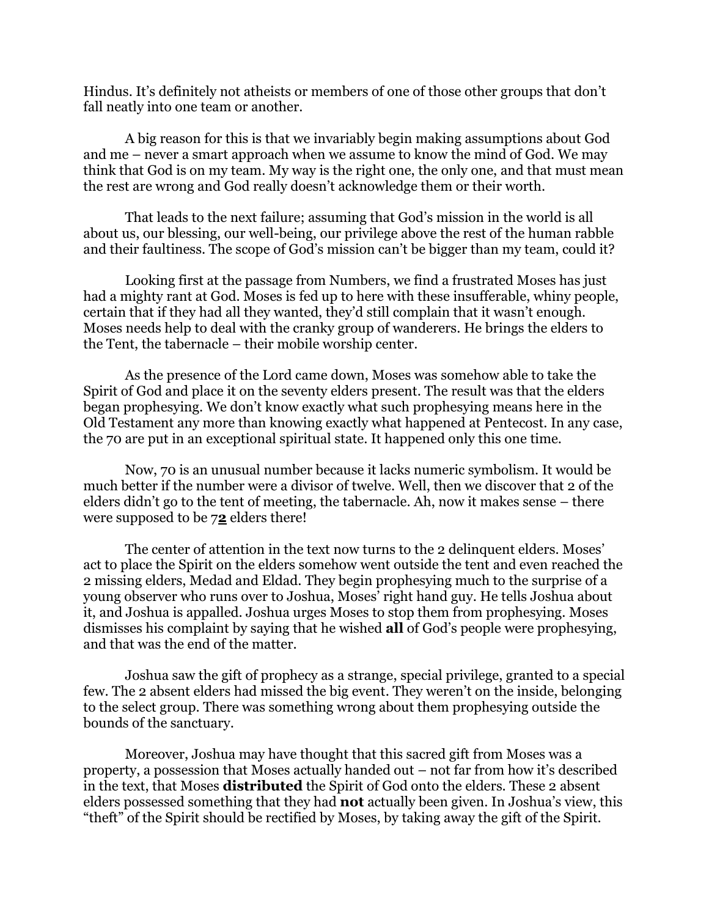Hindus. It's definitely not atheists or members of one of those other groups that don't fall neatly into one team or another.

A big reason for this is that we invariably begin making assumptions about God and me – never a smart approach when we assume to know the mind of God. We may think that God is on my team. My way is the right one, the only one, and that must mean the rest are wrong and God really doesn't acknowledge them or their worth.

That leads to the next failure; assuming that God's mission in the world is all about us, our blessing, our well-being, our privilege above the rest of the human rabble and their faultiness. The scope of God's mission can't be bigger than my team, could it?

Looking first at the passage from Numbers, we find a frustrated Moses has just had a mighty rant at God. Moses is fed up to here with these insufferable, whiny people, certain that if they had all they wanted, they'd still complain that it wasn't enough. Moses needs help to deal with the cranky group of wanderers. He brings the elders to the Tent, the tabernacle – their mobile worship center.

As the presence of the Lord came down, Moses was somehow able to take the Spirit of God and place it on the seventy elders present. The result was that the elders began prophesying. We don't know exactly what such prophesying means here in the Old Testament any more than knowing exactly what happened at Pentecost. In any case, the 70 are put in an exceptional spiritual state. It happened only this one time.

Now, 70 is an unusual number because it lacks numeric symbolism. It would be much better if the number were a divisor of twelve. Well, then we discover that 2 of the elders didn't go to the tent of meeting, the tabernacle. Ah, now it makes sense – there were supposed to be 7**2** elders there!

The center of attention in the text now turns to the 2 delinquent elders. Moses' act to place the Spirit on the elders somehow went outside the tent and even reached the 2 missing elders, Medad and Eldad. They begin prophesying much to the surprise of a young observer who runs over to Joshua, Moses' right hand guy. He tells Joshua about it, and Joshua is appalled. Joshua urges Moses to stop them from prophesying. Moses dismisses his complaint by saying that he wished **all** of God's people were prophesying, and that was the end of the matter.

Joshua saw the gift of prophecy as a strange, special privilege, granted to a special few. The 2 absent elders had missed the big event. They weren't on the inside, belonging to the select group. There was something wrong about them prophesying outside the bounds of the sanctuary.

Moreover, Joshua may have thought that this sacred gift from Moses was a property, a possession that Moses actually handed out – not far from how it's described in the text, that Moses **distributed** the Spirit of God onto the elders. These 2 absent elders possessed something that they had **not** actually been given. In Joshua's view, this "theft" of the Spirit should be rectified by Moses, by taking away the gift of the Spirit.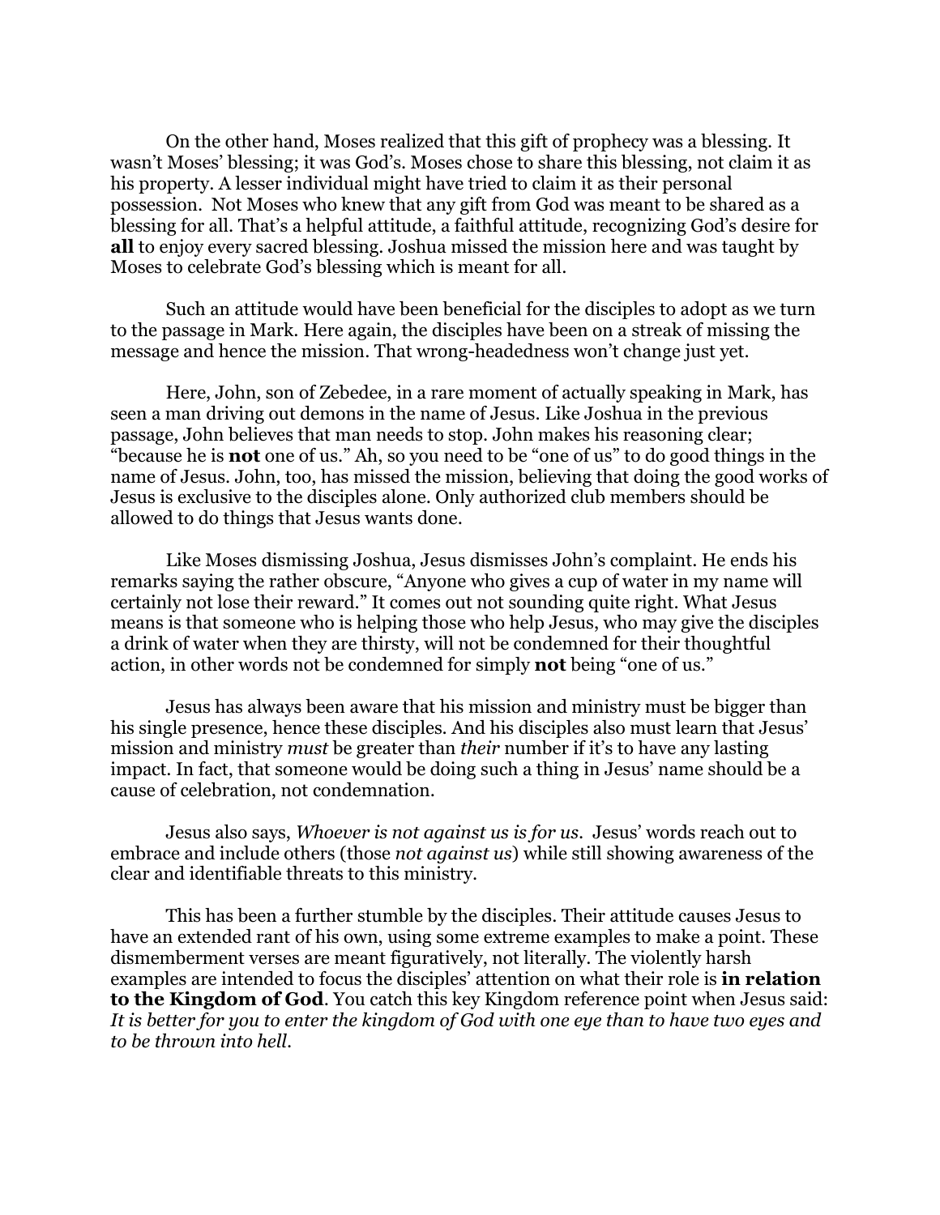On the other hand, Moses realized that this gift of prophecy was a blessing. It wasn't Moses' blessing; it was God's. Moses chose to share this blessing, not claim it as his property. A lesser individual might have tried to claim it as their personal possession. Not Moses who knew that any gift from God was meant to be shared as a blessing for all. That's a helpful attitude, a faithful attitude, recognizing God's desire for **all** to enjoy every sacred blessing. Joshua missed the mission here and was taught by Moses to celebrate God's blessing which is meant for all.

Such an attitude would have been beneficial for the disciples to adopt as we turn to the passage in Mark. Here again, the disciples have been on a streak of missing the message and hence the mission. That wrong-headedness won't change just yet.

Here, John, son of Zebedee, in a rare moment of actually speaking in Mark, has seen a man driving out demons in the name of Jesus. Like Joshua in the previous passage, John believes that man needs to stop. John makes his reasoning clear; "because he is **not** one of us." Ah, so you need to be "one of us" to do good things in the name of Jesus. John, too, has missed the mission, believing that doing the good works of Jesus is exclusive to the disciples alone. Only authorized club members should be allowed to do things that Jesus wants done.

Like Moses dismissing Joshua, Jesus dismisses John's complaint. He ends his remarks saying the rather obscure, "Anyone who gives a cup of water in my name will certainly not lose their reward." It comes out not sounding quite right. What Jesus means is that someone who is helping those who help Jesus, who may give the disciples a drink of water when they are thirsty, will not be condemned for their thoughtful action, in other words not be condemned for simply **not** being "one of us."

Jesus has always been aware that his mission and ministry must be bigger than his single presence, hence these disciples. And his disciples also must learn that Jesus' mission and ministry *must* be greater than *their* number if it's to have any lasting impact. In fact, that someone would be doing such a thing in Jesus' name should be a cause of celebration, not condemnation.

Jesus also says, *Whoever is not against us is for us.* Jesus' words reach out to embrace and include others (those *not against us*) while still showing awareness of the clear and identifiable threats to this ministry.

This has been a further stumble by the disciples. Their attitude causes Jesus to have an extended rant of his own, using some extreme examples to make a point. These dismemberment verses are meant figuratively, not literally. The violently harsh examples are intended to focus the disciples' attention on what their role is **in relation to the Kingdom of God**. You catch this key Kingdom reference point when Jesus said: *It is better for you to enter the kingdom of God with one eye than to have two eyes and to be thrown into hell.*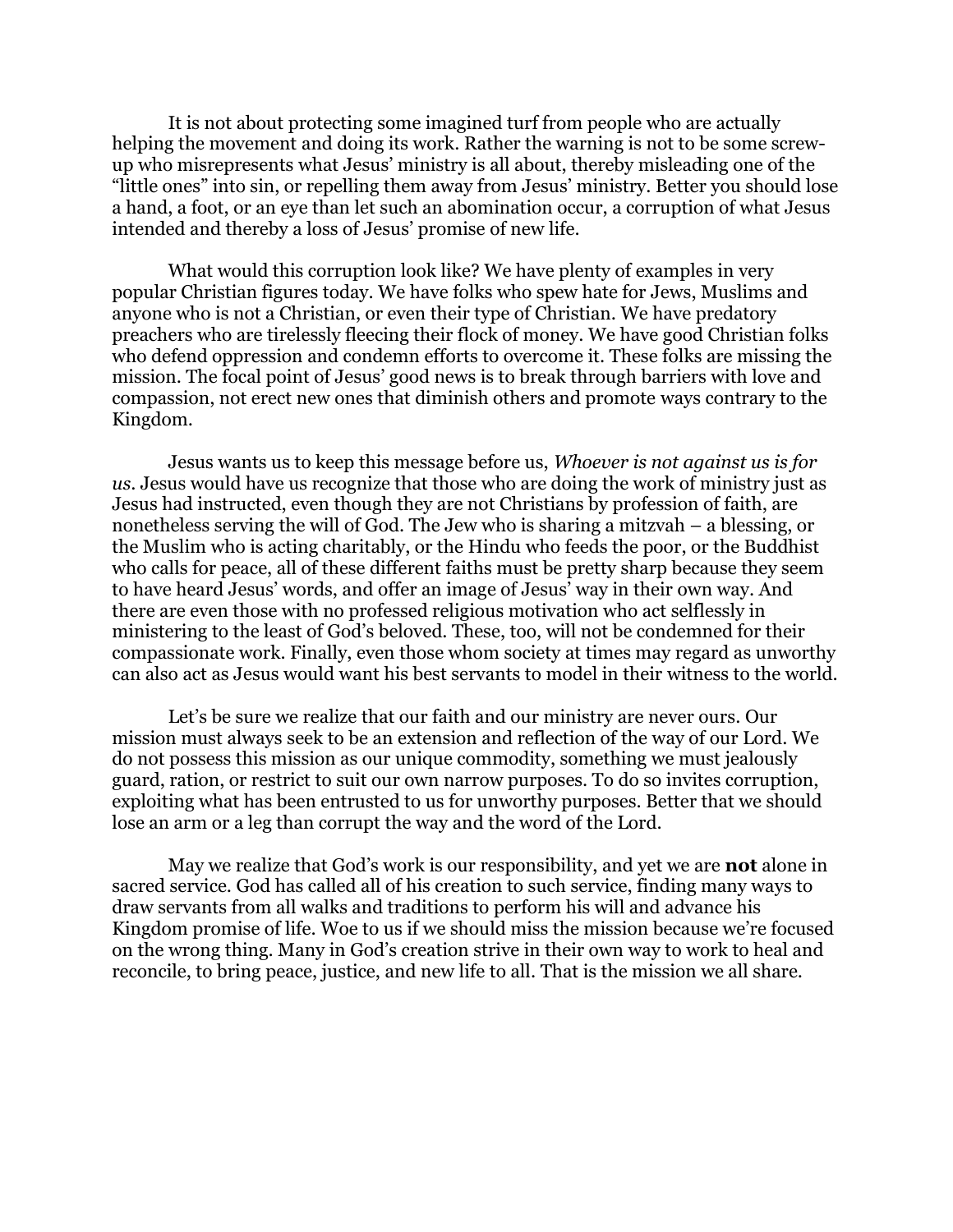It is not about protecting some imagined turf from people who are actually helping the movement and doing its work. Rather the warning is not to be some screw-up who misrepresents what Jesus' ministry is all about, thereby misleading one of the "little ones" into sin, or repelling them away from Jesus' ministry. Better you should lose a hand, a foot, or an eye than let such an abomination occur, a corruption of what Jesus intended and thereby a loss of Jesus' promise of new life.

What would this corruption look like? We have plenty of examples in very popular Christian figures today. We have folks who spew hate for Jews, Muslims and anyone who is not a Christian, or even their type of Christian. We have predatory preachers who are tirelessly fleecing their flock of money. We have good Christian folks who defend oppression and condemn efforts to overcome it. These folks are missing the mission. The focal point of Jesus' good news is to break through barriers with love and compassion, not erect new ones that diminish others and promote ways contrary to the Kingdom.

Jesus wants us to keep this message before us, *Whoever is not against us is for us*. Jesus would have us recognize that those who are doing the work of ministry just as Jesus had instructed, even though they are not Christians by profession of faith, are nonetheless serving the will of God. The Jew who is sharing a mitzvah – a blessing, or the Muslim who is acting charitably, or the Hindu who feeds the poor, or the Buddhist who calls for peace, all of these different faiths must be pretty sharp because they seem to have heard Jesus' words, and offer an image of Jesus' way in their own way. And there are even those with no professed religious motivation who act selflessly in ministering to the least of God's beloved. These, too, will not be condemned for their compassionate work. Finally, even those whom society at times may regard as unworthy can also act as Jesus would want his best servants to model in their witness to the world.

Let's be sure we realize that our faith and our ministry are never ours. Our mission must always seek to be an extension and reflection of the way of our Lord. We do not possess this mission as our unique commodity, something we must jealously guard, ration, or restrict to suit our own narrow purposes. To do so invites corruption, exploiting what has been entrusted to us for unworthy purposes. Better that we should lose an arm or a leg than corrupt the way and the word of the Lord.

May we realize that God's work is our responsibility, and yet we are **not** alone in sacred service. God has called all of his creation to such service, finding many ways to draw servants from all walks and traditions to perform his will and advance his Kingdom promise of life. Woe to us if we should miss the mission because we're focused on the wrong thing. Many in God's creation strive in their own way to work to heal and reconcile, to bring peace, justice, and new life to all. That is the mission we all share.